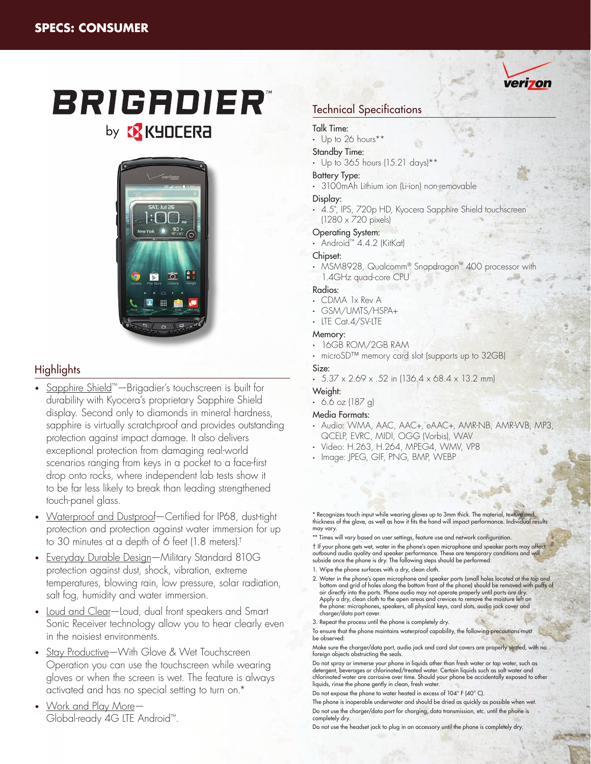SPECS: CONSUMER

# BRIGADIER™

by KYOCERA

## Highlights

- Sapphire Shield™—Brigadier's touchscreen is built for durability with Kyocera's proprietary Sapphire Shield display. Second only to diamonds in mineral hardness, sapphire is virtually scratchproof and provides outstanding protection against impact damage. It also delivers exceptional protection from damaging real-world scenarios ranging from keys in a pocket to a face-first drop onto rocks, where independent lab tests show it to be far less likely to break than leading strengthened touch-panel glass.
- Waterproof and Dustproof—Certified for IP68, dust-tight protection and protection against water immersion for up to 30 minutes at a depth of 6 feet (1.8 meters).†
- Everyday Durable Design—Military Standard 810G protection against dust, shock, vibration, extreme temperatures, blowing rain, low pressure, solar radiation, salt fog, humidity and water immersion.
- Loud and Clear—Loud, dual front speakers and Smart Sonic Receiver technology allow you to hear clearly even in the noisiest environments.
- Stay Productive—With Glove & Wet Touchscreen Operation you can use the touchscreen while wearing gloves or when the screen is wet. The feature is always activated and has no special setting to turn on.*
- Work and Play More—Global-ready 4G LTE Android™.

## Technical Specifications

**Talk Time:**
- Up to 26 hours**

**Standby Time:**
- Up to 365 hours (15.21 days)**

**Battery Type:**
- 3100mAh Lithium ion (Li-ion) non-removable

**Display:**
- 4.5", IPS, 720p HD, Kyocera Sapphire Shield touchscreen (1280 x 720 pixels)

**Operating System:**
- Android™ 4.4.2 (KitKat)

**Chipset:**
- MSM8928, Qualcomm® Snapdragon™ 400 processor with 1.4GHz quad-core CPU

**Radios:**
- CDMA 1x Rev A
- GSM/UMTS/HSPA+
- LTE Cat.4/SV-LTE

**Memory:**
- 16GB ROM/2GB RAM
- microSD™ memory card slot (supports up to 32GB)

**Size:**
- 5.37 x 2.69 x .52 in (136.4 x 68.4 x 13.2 mm)

**Weight:**
- 6.6 oz (187 g)

**Media Formats:**
- Audio: WMA, AAC, AAC+, eAAC+, AMR-NB, AMR-WB, MP3, QCELP, EVRC, MIDI, OGG (Vorbis), WAV
- Video: H.263, H.264, MPEG4, WMV, VP8
- Image: JPEG, GIF, PNG, BMP, WEBP

\* Recognizes touch input while wearing gloves up to 3mm thick. The material, texture and thickness of the glove, as well as how it fits the hand will impact performance. Individual results may vary.

** Times will vary based on user settings, feature use and network configuration.

† If your phone gets wet, water in the phone's open microphone and speaker ports may affect outbound audio quality and speaker performance. These are temporary conditions and will subside once the phone is dry. The following steps should be performed:

1. Wipe the phone surfaces with a dry, clean cloth.
2. Water in the phone's open microphone and speaker ports (small holes located at the top and bottom and grid of holes along the bottom front of the phone) should be removed with puffs of air directly into the ports. Phone audio may not operate properly until ports are dry. Apply a dry, clean cloth to the open areas and crevices to remove the moisture left on the phone: microphones, speakers, all physical keys, card slots, audio jack cover and charger/data port cover.
3. Repeat the process until the phone is completely dry.

To ensure that the phone maintains waterproof capability, the following precautions must be observed:

Make sure the charger/data port, audio jack and card slot covers are properly seated, with no foreign objects obstructing the seals.

Do not spray or immerse your phone in liquids other than fresh water or tap water, such as detergent, beverages or chlorinated/treated water. Certain liquids such as salt water and chlorinated water are corrosive over time. Should your phone be accidentally exposed to other liquids, rinse the phone gently in clean, fresh water.

Do not expose the phone to water heated in excess of 104° F (40° C).

The phone is inoperable underwater and should be dried as quickly as possible when wet.

Do not use the charger/data port for charging, data transmission, etc. until the phone is completely dry.

Do not use the headset jack to plug in an accessory until the phone is completely dry.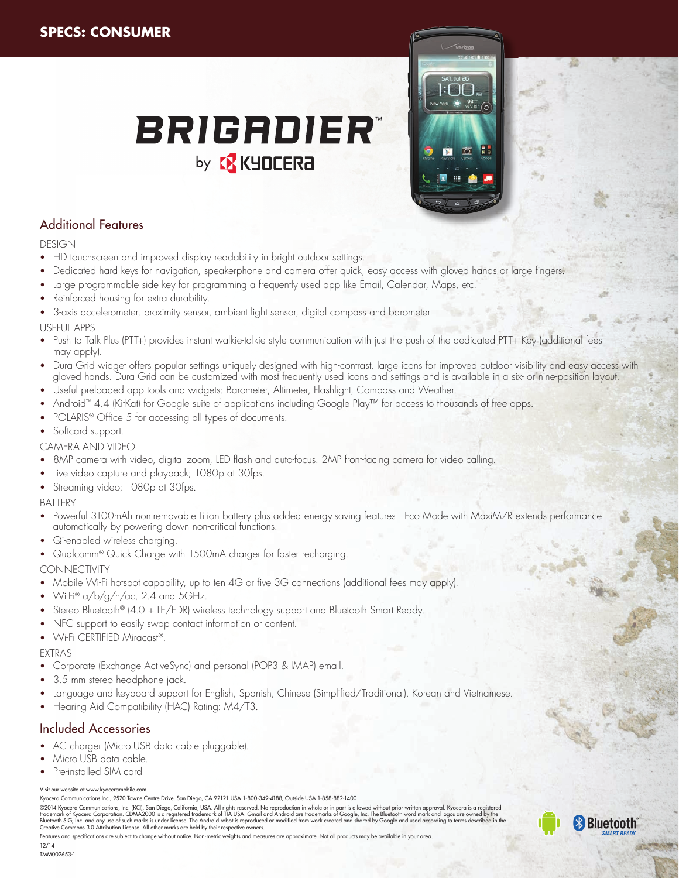**SPECS: CONSUMER**

# BRIGADIER™ by KYOCERA

## Additional Features

DESIGN

- HD touchscreen and improved display readability in bright outdoor settings.
- Dedicated hard keys for navigation, speakerphone and camera offer quick, easy access with gloved hands or large fingers.
- Large programmable side key for programming a frequently used app like Email, Calendar, Maps, etc.
- Reinforced housing for extra durability.
- 3-axis accelerometer, proximity sensor, ambient light sensor, digital compass and barometer.

USEFUL APPS

- Push to Talk Plus (PTT+) provides instant walkie-talkie style communication with just the push of the dedicated PTT+ Key (additional fees may apply).
- Dura Grid widget offers popular settings uniquely designed with high-contrast, large icons for improved outdoor visibility and easy access with gloved hands. Dura Grid can be customized with most frequently used icons and settings and is available in a six- or nine-position layout.
- Useful preloaded app tools and widgets: Barometer, Altimeter, Flashlight, Compass and Weather.
- Android™ 4.4 (KitKat) for Google suite of applications including Google Play™ for access to thousands of free apps.
- POLARIS® Office 5 for accessing all types of documents.
- Softcard support.

CAMERA AND VIDEO

- 8MP camera with video, digital zoom, LED flash and auto-focus. 2MP front-facing camera for video calling.
- Live video capture and playback; 1080p at 30fps.
- Streaming video; 1080p at 30fps.

BATTERY

- Powerful 3100mAh non-removable Li-ion battery plus added energy-saving features—Eco Mode with MaxiMZR extends performance automatically by powering down non-critical functions.
- Qi-enabled wireless charging.
- Qualcomm® Quick Charge with 1500mA charger for faster recharging.

CONNECTIVITY

- Mobile Wi-Fi hotspot capability, up to ten 4G or five 3G connections (additional fees may apply).
- Wi-Fi® a/b/g/n/ac, 2.4 and 5GHz.
- Stereo Bluetooth® (4.0 + LE/EDR) wireless technology support and Bluetooth Smart Ready.
- NFC support to easily swap contact information or content.
- Wi-Fi CERTIFIED Miracast®.

EXTRAS

- Corporate (Exchange ActiveSync) and personal (POP3 & IMAP) email.
- 3.5 mm stereo headphone jack.
- Language and keyboard support for English, Spanish, Chinese (Simplified/Traditional), Korean and Vietnamese.
- Hearing Aid Compatibility (HAC) Rating: M4/T3.

## Included Accessories

- AC charger (Micro-USB data cable pluggable).
- Micro-USB data cable.
- Pre-installed SIM card

Visit our website at www.kyoceramobile.com

Kyocera Communications Inc., 9520 Towne Centre Drive, San Diego, CA 92121 USA 1-800-349-4188, Outside USA 1-858-882-1400

©2014 Kyocera Communications, Inc. (KCI), San Diego, California, USA. All rights reserved. No reproduction in whole or in part is allowed without prior written approval. Kyocera is a registered trademark of Kyocera Corporation. CDMA2000 is a registered trademark of TIA USA. Gmail and Android are trademarks of Google, Inc. The Bluetooth word mark and logos are owned by the Bluetooth SIG, Inc. and any use of such marks is under license. The Android robot is reproduced or modified from work created and shared by Google and used according to terms described in the Creative Commons 3.0 Attribution License. All other marks are held by their respective owners.

Features and specifications are subject to change without notice. Non-metric weights and measures are approximate. Not all products may be available in your area.

12/14

TMM002653-1

Bluetooth® SMART READY